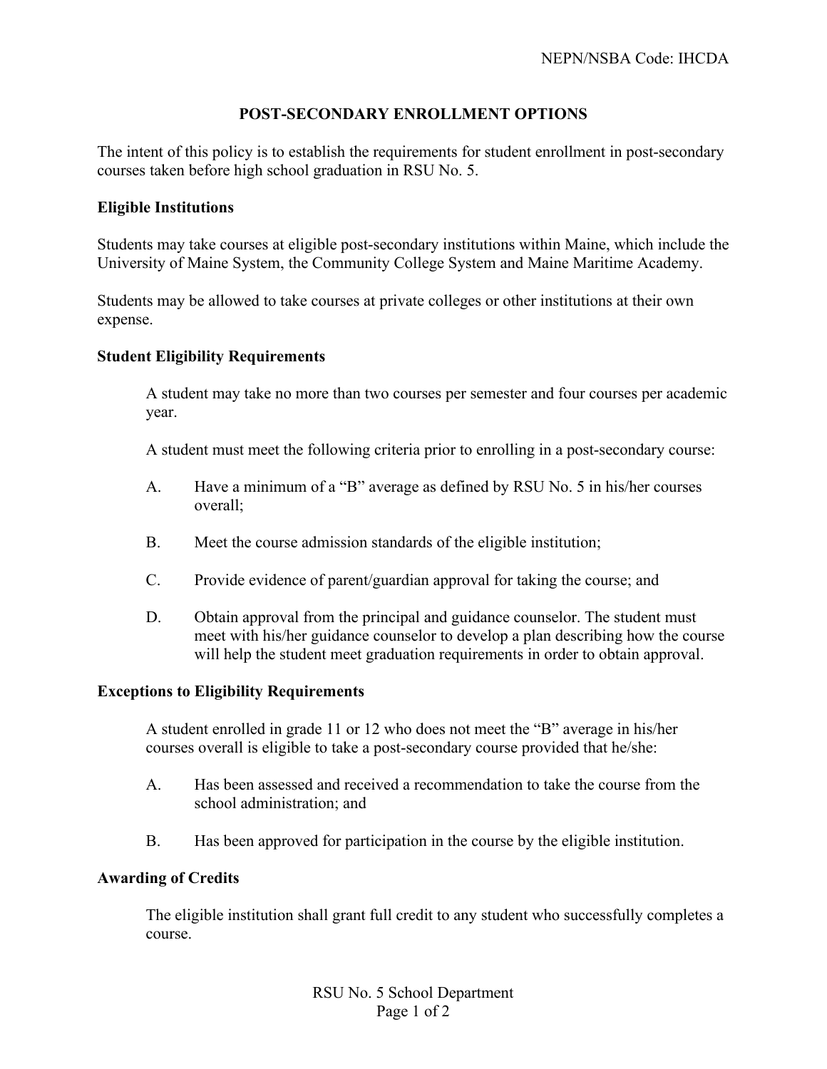NEPN/NSBA Code: IHCDA

# POST-SECONDARY ENROLLMENT OPTIONS

The intent of this policy is to establish the requirements for student enrollment in post-secondary courses taken before high school graduation in RSU No. 5.

## Eligible Institutions

Students may take courses at eligible post-secondary institutions within Maine, which include the University of Maine System, the Community College System and Maine Maritime Academy.

Students may be allowed to take courses at private colleges or other institutions at their own expense.

## Student Eligibility Requirements

A student may take no more than two courses per semester and four courses per academic year.

A student must meet the following criteria prior to enrolling in a post-secondary course:

A. Have a minimum of a "B" average as defined by RSU No. 5 in his/her courses overall;

B. Meet the course admission standards of the eligible institution;

C. Provide evidence of parent/guardian approval for taking the course; and

D. Obtain approval from the principal and guidance counselor. The student must meet with his/her guidance counselor to develop a plan describing how the course will help the student meet graduation requirements in order to obtain approval.

## Exceptions to Eligibility Requirements

A student enrolled in grade 11 or 12 who does not meet the "B" average in his/her courses overall is eligible to take a post-secondary course provided that he/she:

A. Has been assessed and received a recommendation to take the course from the school administration; and

B. Has been approved for participation in the course by the eligible institution.

## Awarding of Credits

The eligible institution shall grant full credit to any student who successfully completes a course.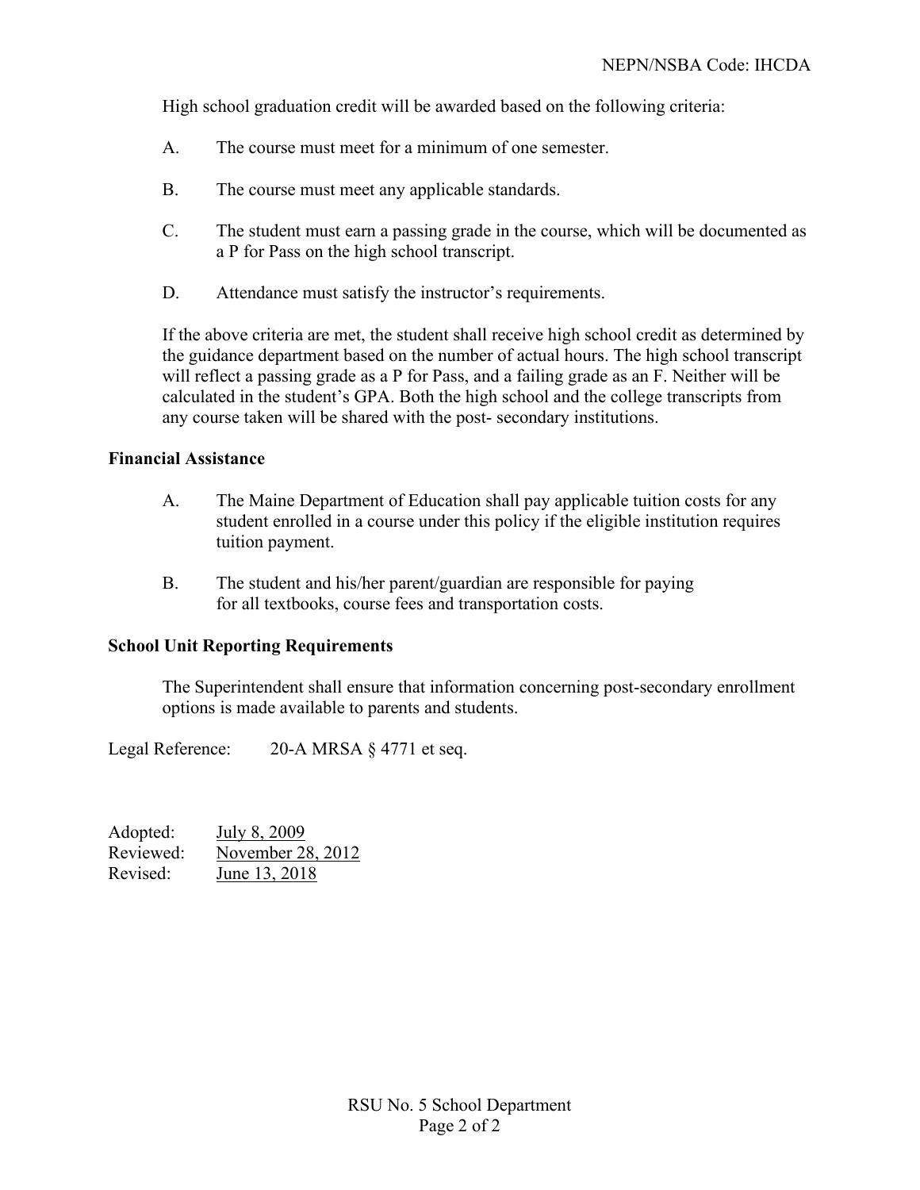High school graduation credit will be awarded based on the following criteria:

A. The course must meet for a minimum of one semester.

B. The course must meet any applicable standards.

C. The student must earn a passing grade in the course, which will be documented as a P for Pass on the high school transcript.

D. Attendance must satisfy the instructor's requirements.

If the above criteria are met, the student shall receive high school credit as determined by the guidance department based on the number of actual hours. The high school transcript will reflect a passing grade as a P for Pass, and a failing grade as an F. Neither will be calculated in the student's GPA. Both the high school and the college transcripts from any course taken will be shared with the post- secondary institutions.

**Financial Assistance**

A. The Maine Department of Education shall pay applicable tuition costs for any student enrolled in a course under this policy if the eligible institution requires tuition payment.

B. The student and his/her parent/guardian are responsible for paying for all textbooks, course fees and transportation costs.

**School Unit Reporting Requirements**

The Superintendent shall ensure that information concerning post-secondary enrollment options is made available to parents and students.

Legal Reference: 20-A MRSA § 4771 et seq.

Adopted: July 8, 2009
Reviewed: November 28, 2012
Revised: June 13, 2018

RSU No. 5 School Department